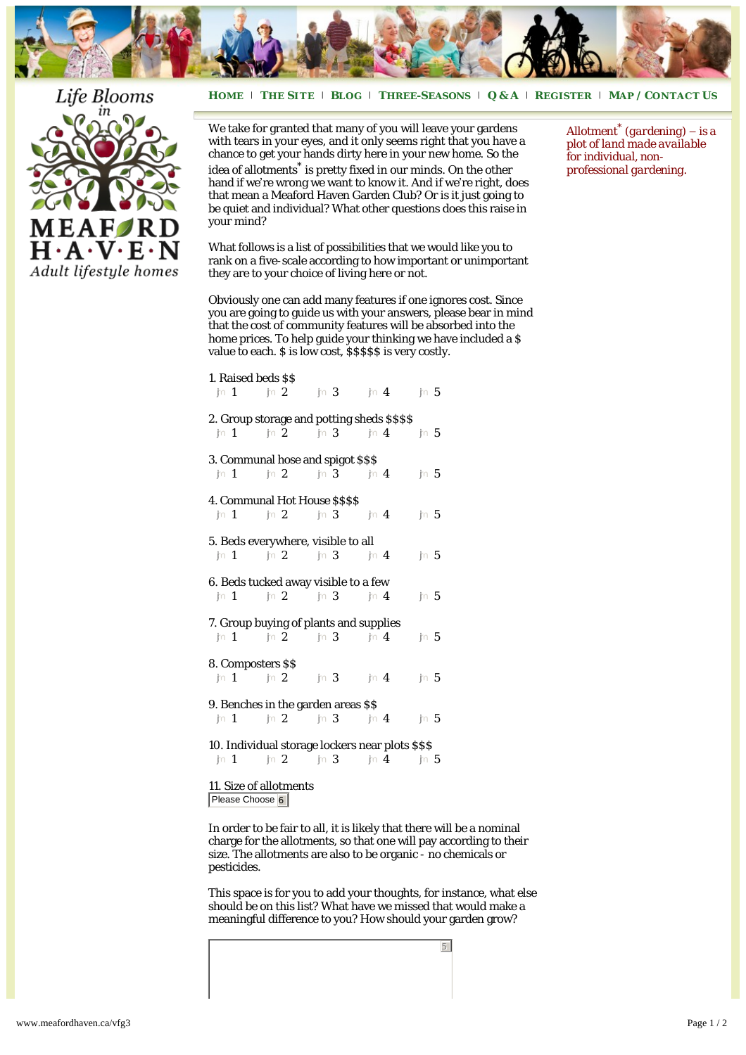Life Blooms in

**MEAFORD HAVEN**

*Adult lifestyle homes*

**HOME** | **THE SITE** | **BLOG** | **THREE-SEASONS** | **Q & A** | **REGISTER** | **MAP / CONTACT US**

We take for granted that many of you will leave your gardens with tears in your eyes, and it only seems right that you have a chance to get your hands dirty here in your new home. So the idea of allotments* is pretty fixed in our minds. On the other hand if we're wrong we want to know it. And if we're right, does that mean a Meaford Haven Garden Club? Or is it just going to be quiet and individual? What other questions does this raise in your mind?

*Allotment* (gardening) – is a plot of land made available for individual, non-professional gardening.*

What follows is a list of possibilities that we would like you to rank on a five-scale according to how important or unimportant they are to your choice of living here or not.

Obviously one can add many features if one ignores cost. Since you are going to guide us with your answers, please bear in mind that the cost of community features will be absorbed into the home prices. To help guide your thinking we have included a $ value to each. $ is low cost, $$$$$ is very costly.

1. Raised beds $$
   ○ 1  ○ 2  ○ 3  ○ 4  ○ 5

2. Group storage and potting sheds $$$$
   ○ 1  ○ 2  ○ 3  ○ 4  ○ 5

3. Communal hose and spigot $$$
   ○ 1  ○ 2  ○ 3  ○ 4  ○ 5

4. Communal Hot House $$$$
   ○ 1  ○ 2  ○ 3  ○ 4  ○ 5

5. Beds everywhere, visible to all
   ○ 1  ○ 2  ○ 3  ○ 4  ○ 5

6. Beds tucked away visible to a few
   ○ 1  ○ 2  ○ 3  ○ 4  ○ 5

7. Group buying of plants and supplies
   ○ 1  ○ 2  ○ 3  ○ 4  ○ 5

8. Composters $$
   ○ 1  ○ 2  ○ 3  ○ 4  ○ 5

9. Benches in the garden areas $$
   ○ 1  ○ 2  ○ 3  ○ 4  ○ 5

10. Individual storage lockers near plots $$$
   ○ 1  ○ 2  ○ 3  ○ 4  ○ 5

11. Size of allotments
   Please Choose

In order to be fair to all, it is likely that there will be a nominal charge for the allotments, so that one will pay according to their size. The allotments are also to be organic - no chemicals or pesticides.

This space is for you to add your thoughts, for instance, what else should be on this list? What have we missed that would make a meaningful difference to you? How should your garden grow?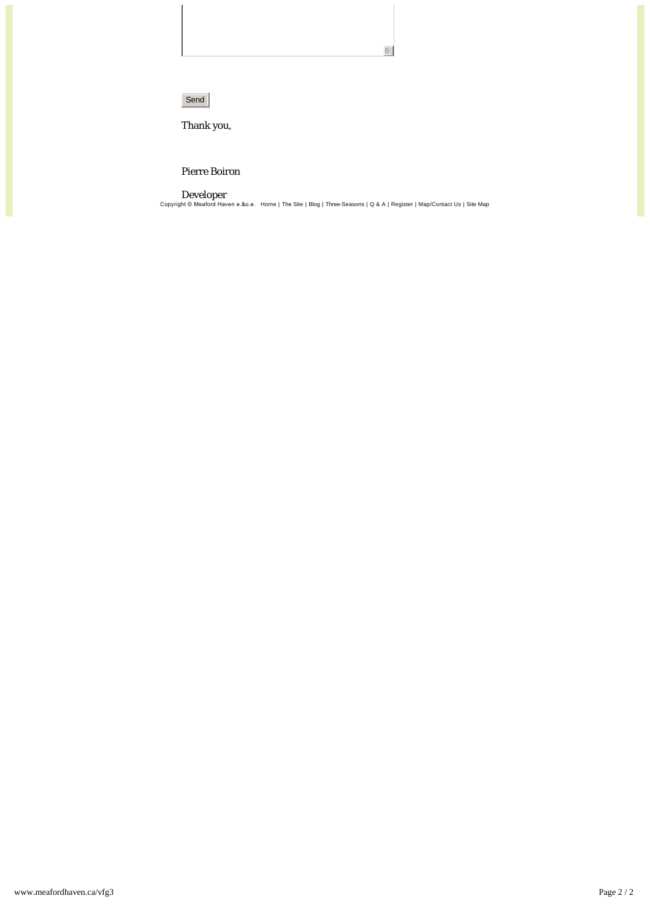Send

Thank you,

Pierre Boiron

Developer

Copyright © Meaford Haven e.&o.e. Home | The Site | Blog | Three-Seasons | Q & A | Register | Map/Contact Us | Site Map